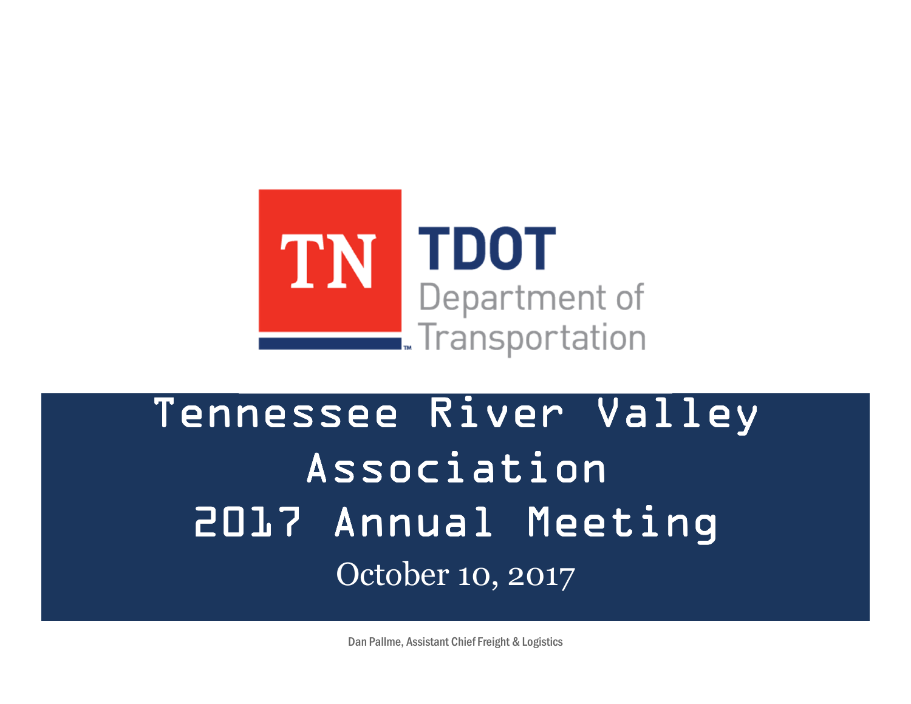TN TDOT Department of Transportation

# Tennessee River Valley Association 2017 Annual Meeting

October 10, 2017

Dan Pallme, Assistant Chief Freight & Logistics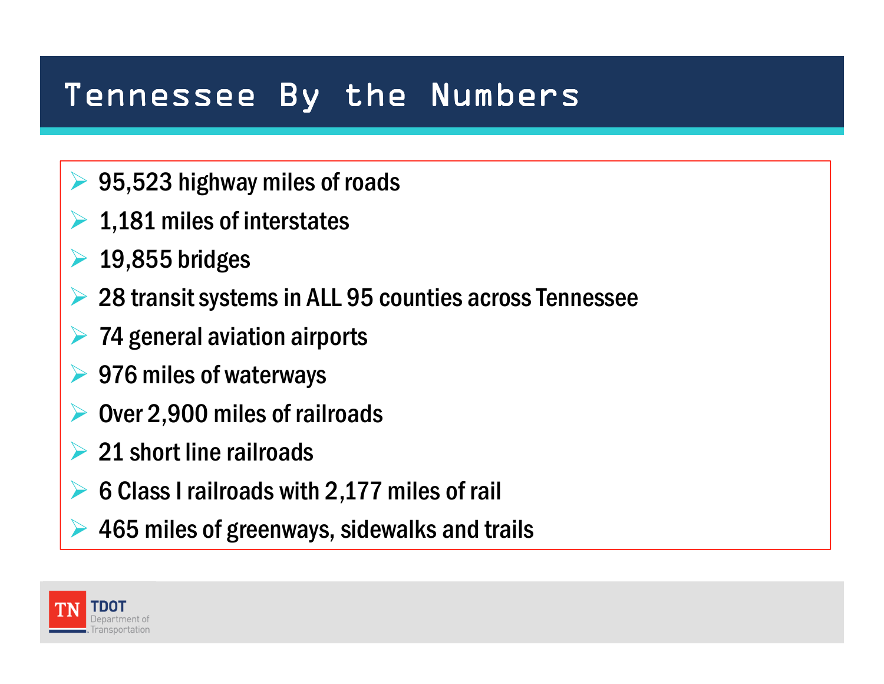# Tennessee By the Numbers

- 95,523 highway miles of roads
- 1,181 miles of interstates
- 19,855 bridges
- 28 transit systems in ALL 95 counties across Tennessee
- 74 general aviation airports
- 976 miles of waterways
- Over 2,900 miles of railroads
- 21 short line railroads
- 6 Class I railroads with 2,177 miles of rail
- 465 miles of greenways, sidewalks and trails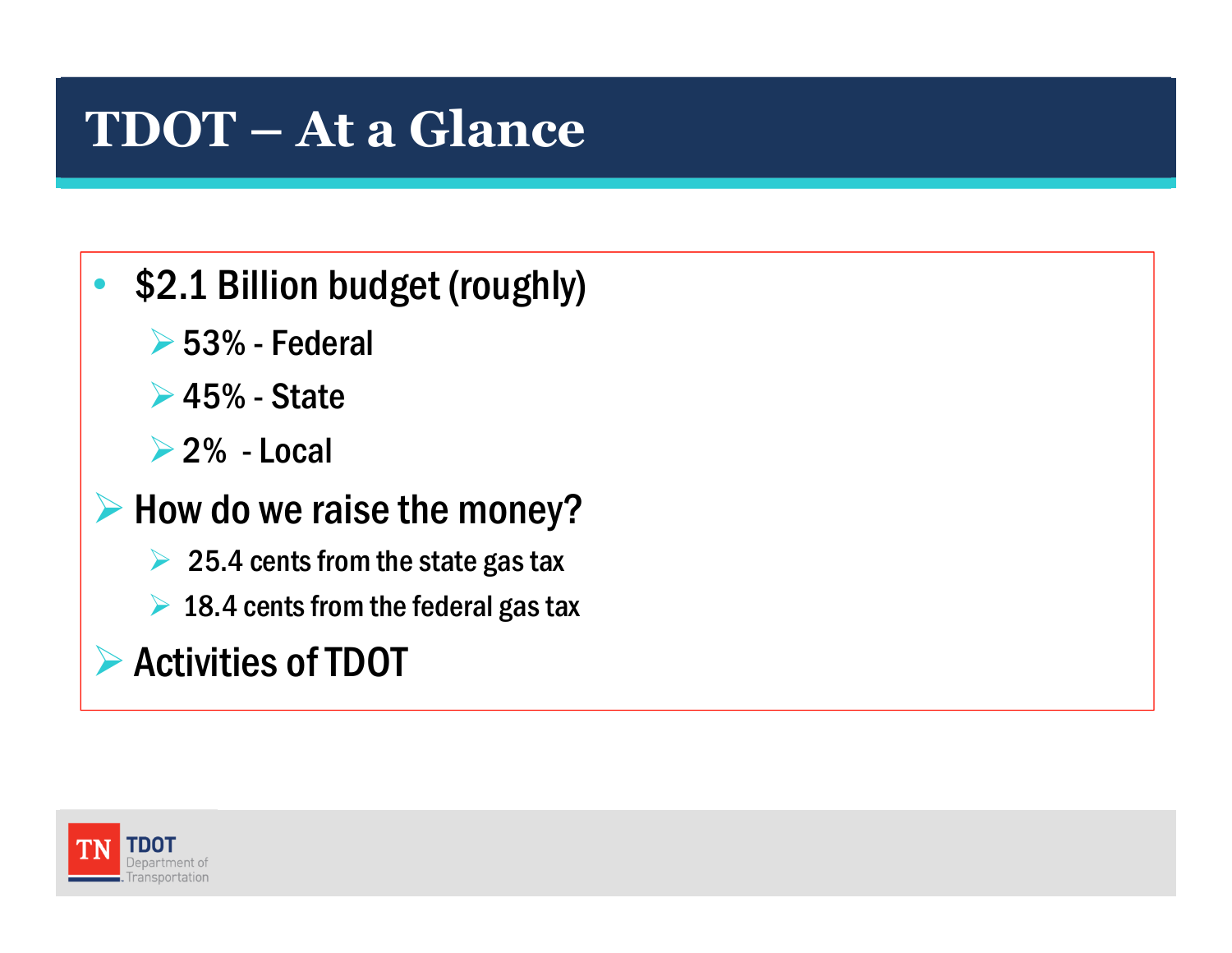# TDOT – At a Glance

- $2.1 Billion budget (roughly)
  - 53% - Federal
  - 45% - State
  - 2% - Local
- How do we raise the money?
  - 25.4 cents from the state gas tax
  - 18.4 cents from the federal gas tax
- Activities of TDOT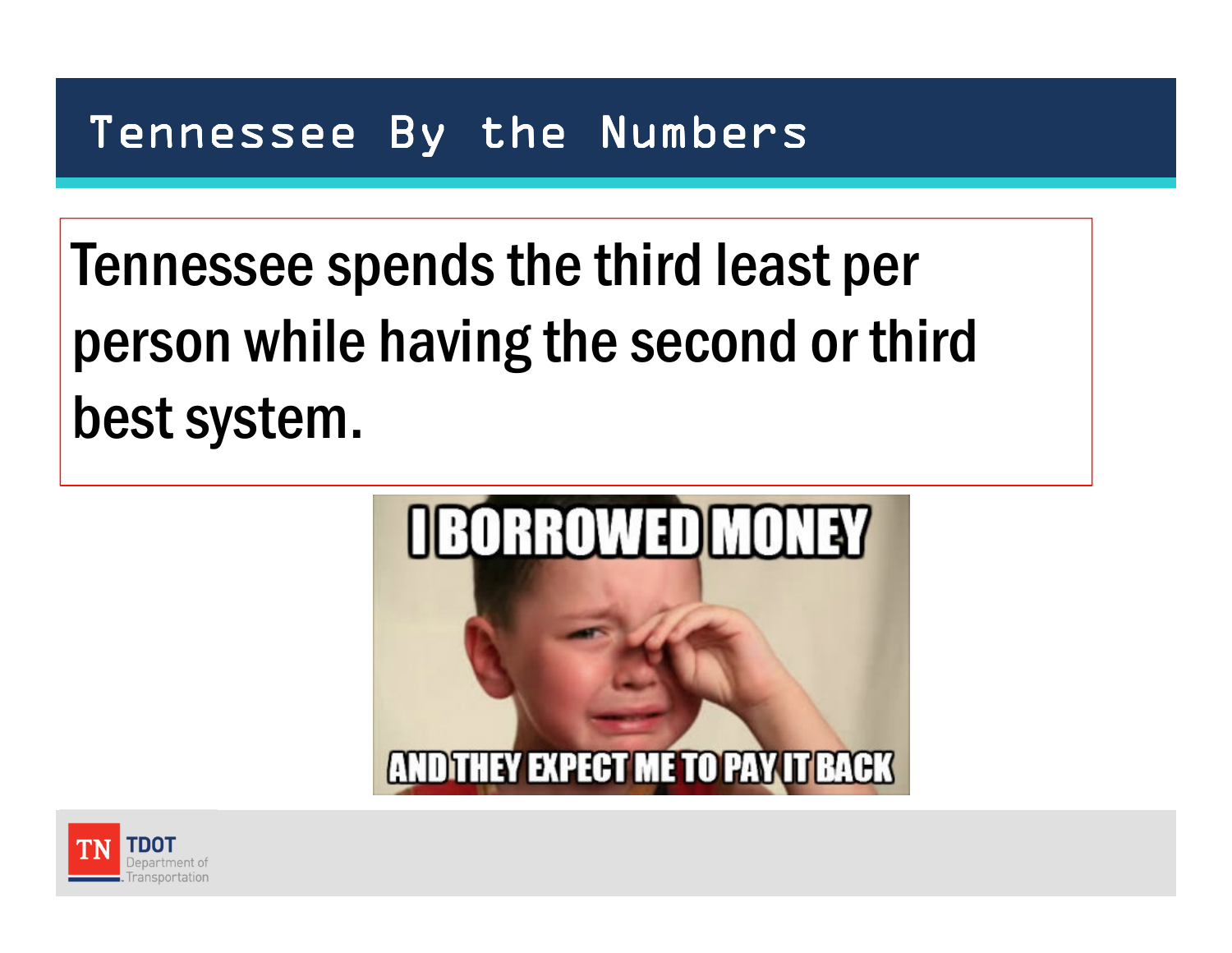# Tennessee By the Numbers

Tennessee spends the third least per person while having the second or third best system.

I BORROWED MONEY

AND THEY EXPECT ME TO PAY IT BACK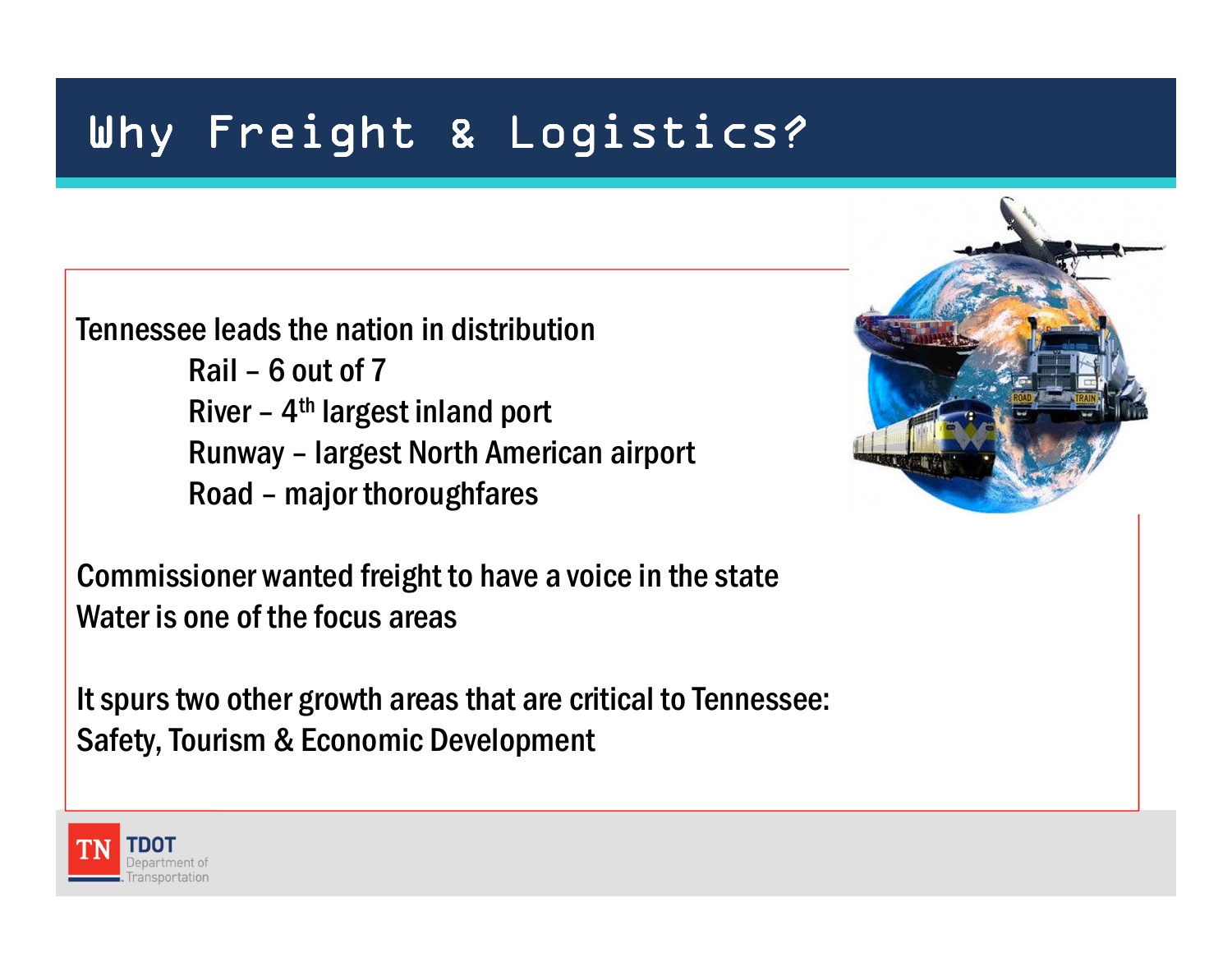# Why Freight & Logistics?

Tennessee leads the nation in distribution

- Rail – 6 out of 7
- River – 4th largest inland port
- Runway – largest North American airport
- Road – major thoroughfares

Commissioner wanted freight to have a voice in the state
Water is one of the focus areas

It spurs two other growth areas that are critical to Tennessee:
Safety, Tourism & Economic Development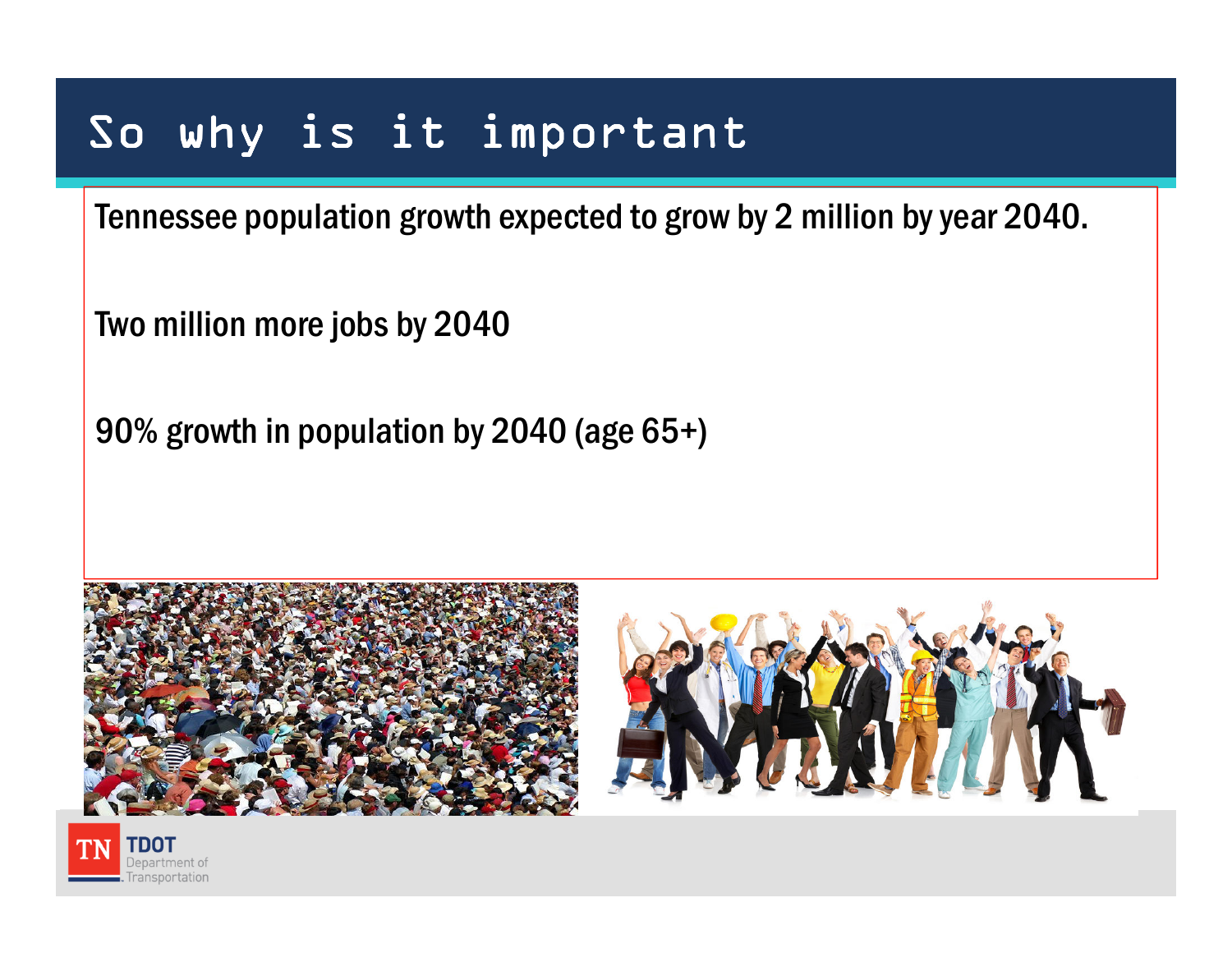# So why is it important

Tennessee population growth expected to grow by 2 million by year 2040.

Two million more jobs by 2040

90% growth in population by 2040 (age 65+)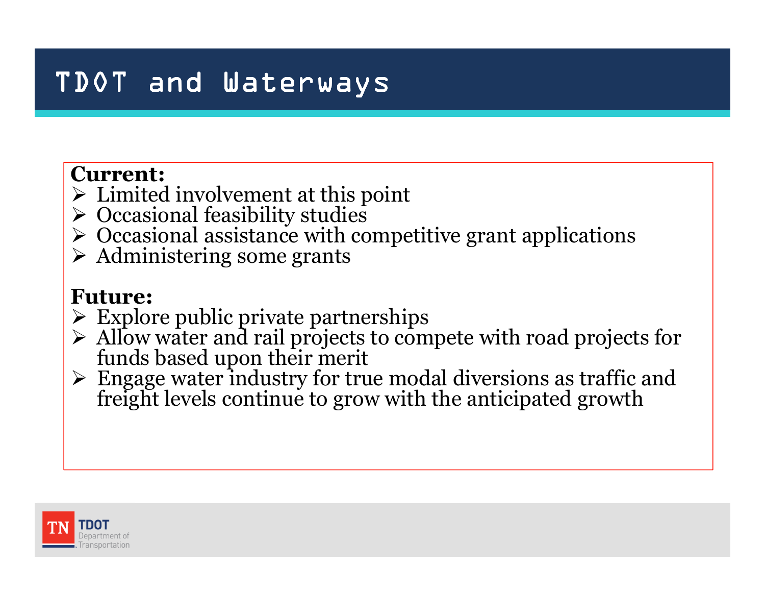# TDOT and Waterways

**Current:**

- Limited involvement at this point
- Occasional feasibility studies
- Occasional assistance with competitive grant applications
- Administering some grants

**Future:**

- Explore public private partnerships
- Allow water and rail projects to compete with road projects for funds based upon their merit
- Engage water industry for true modal diversions as traffic and freight levels continue to grow with the anticipated growth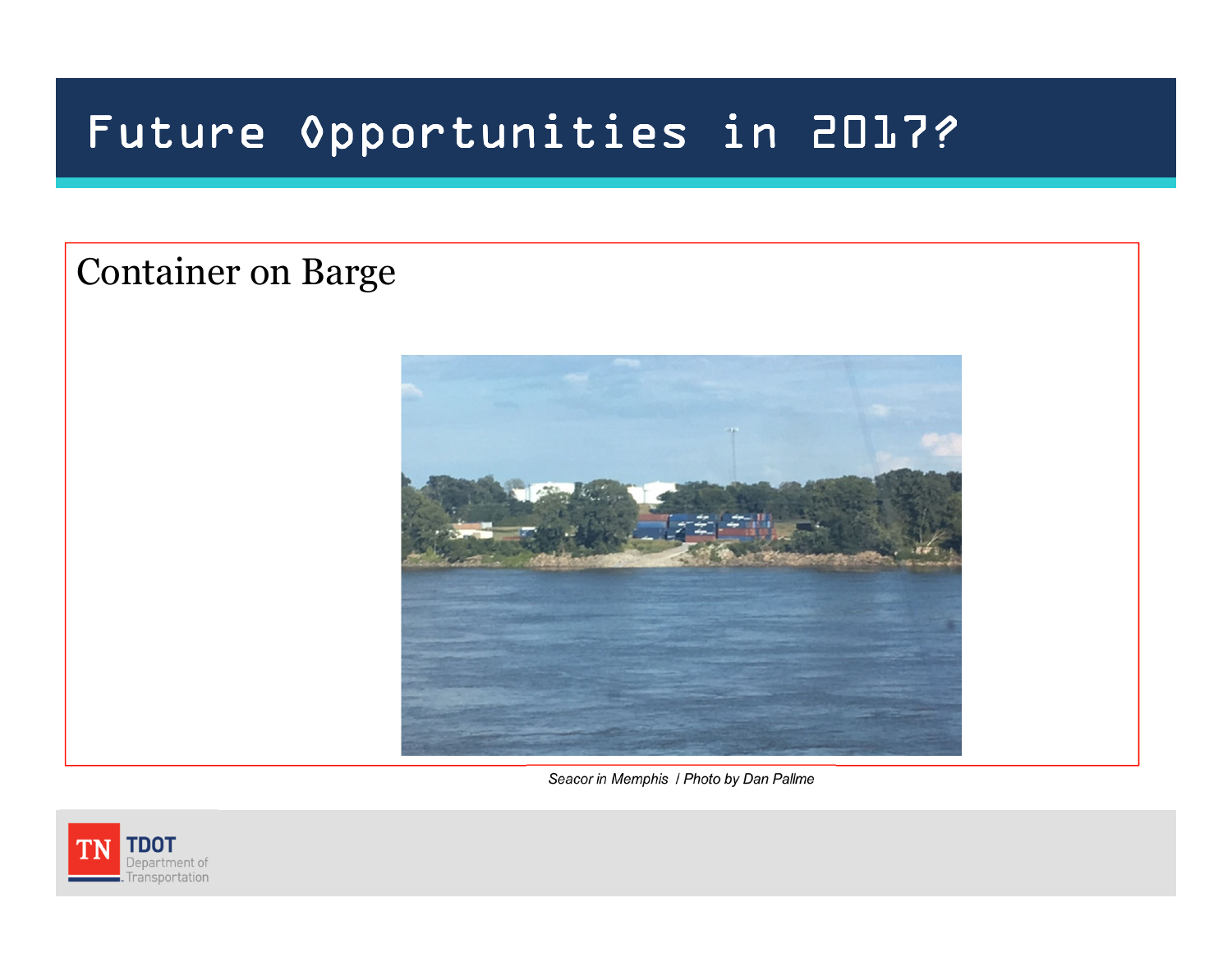# Future Opportunities in 2017?

Container on Barge

*Seacor in Memphis / Photo by Dan Pallme*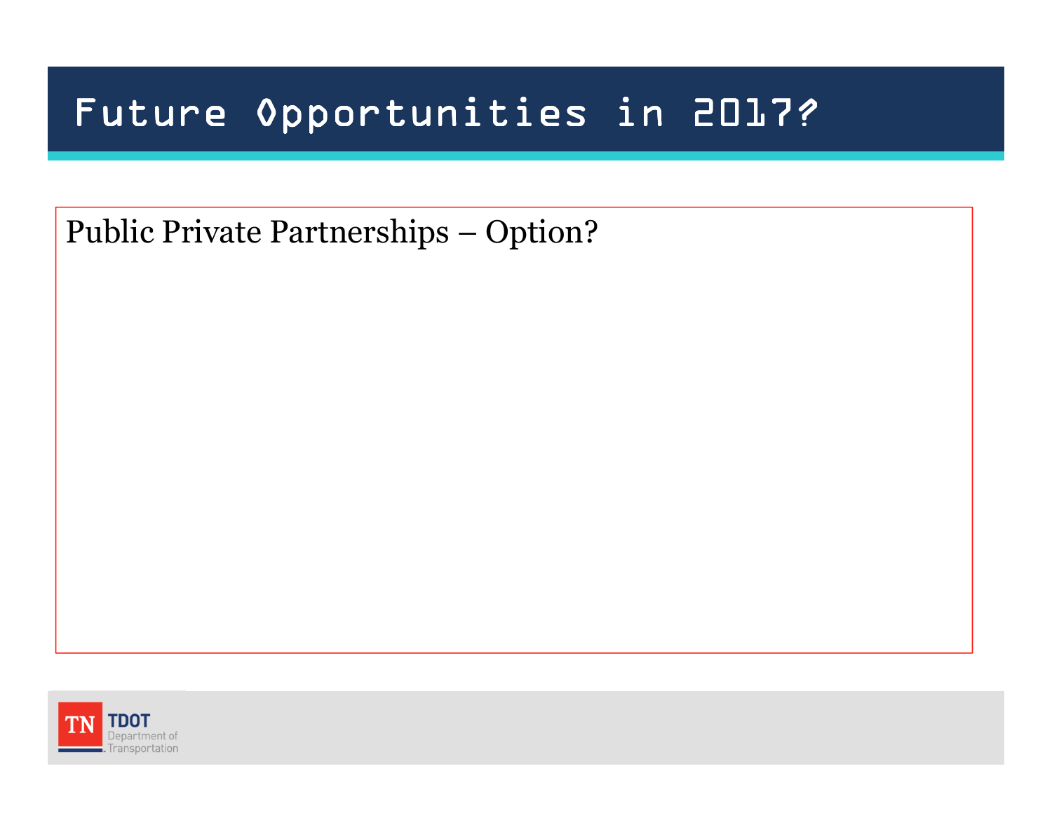# Future Opportunities in 2017?

Public Private Partnerships – Option?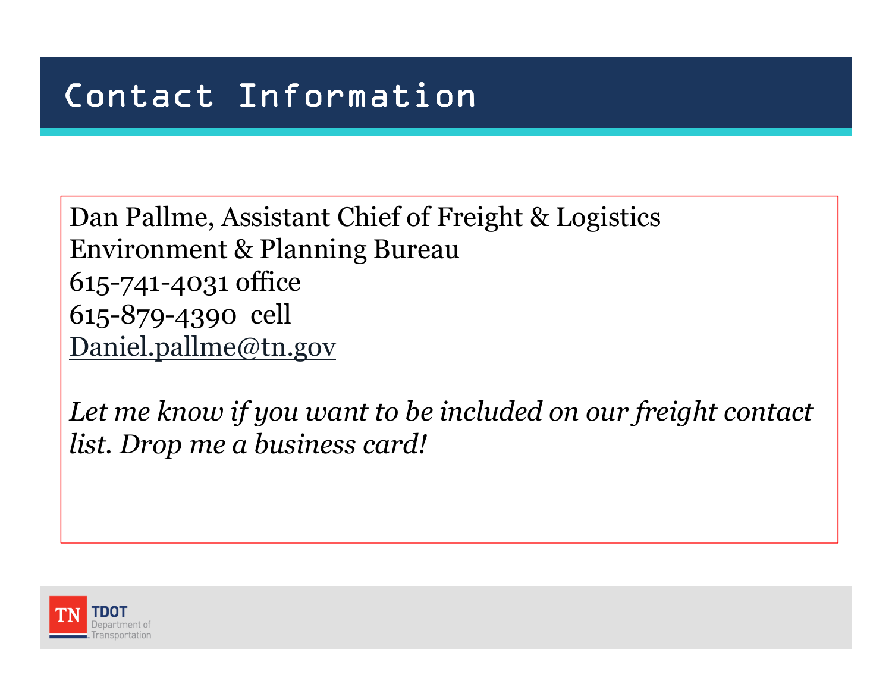# Contact Information

Dan Pallme, Assistant Chief of Freight & Logistics
Environment & Planning Bureau
615-741-4031 office
615-879-4390 cell
Daniel.pallme@tn.gov

*Let me know if you want to be included on our freight contact list. Drop me a business card!*

TN TDOT Department of Transportation